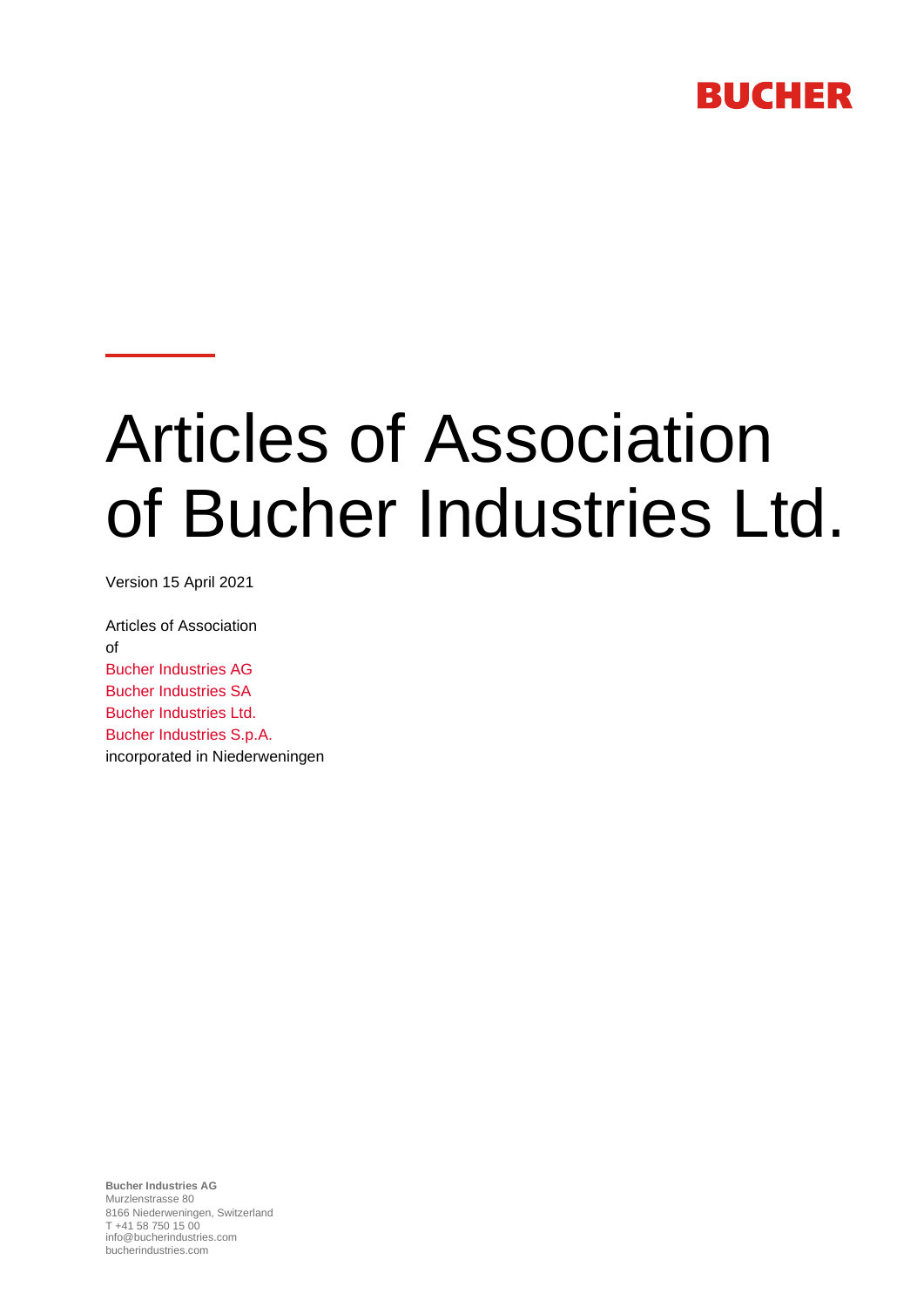BUCHER

# Articles of Association of Bucher Industries Ltd.

Version 15 April 2021

Articles of Association
of
Bucher Industries AG
Bucher Industries SA
Bucher Industries Ltd.
Bucher Industries S.p.A.
incorporated in Niederweningen

**Bucher Industries AG**
Murzlenstrasse 80
8166 Niederweningen, Switzerland
T +41 58 750 15 00
info@bucherindustries.com
bucherindustries.com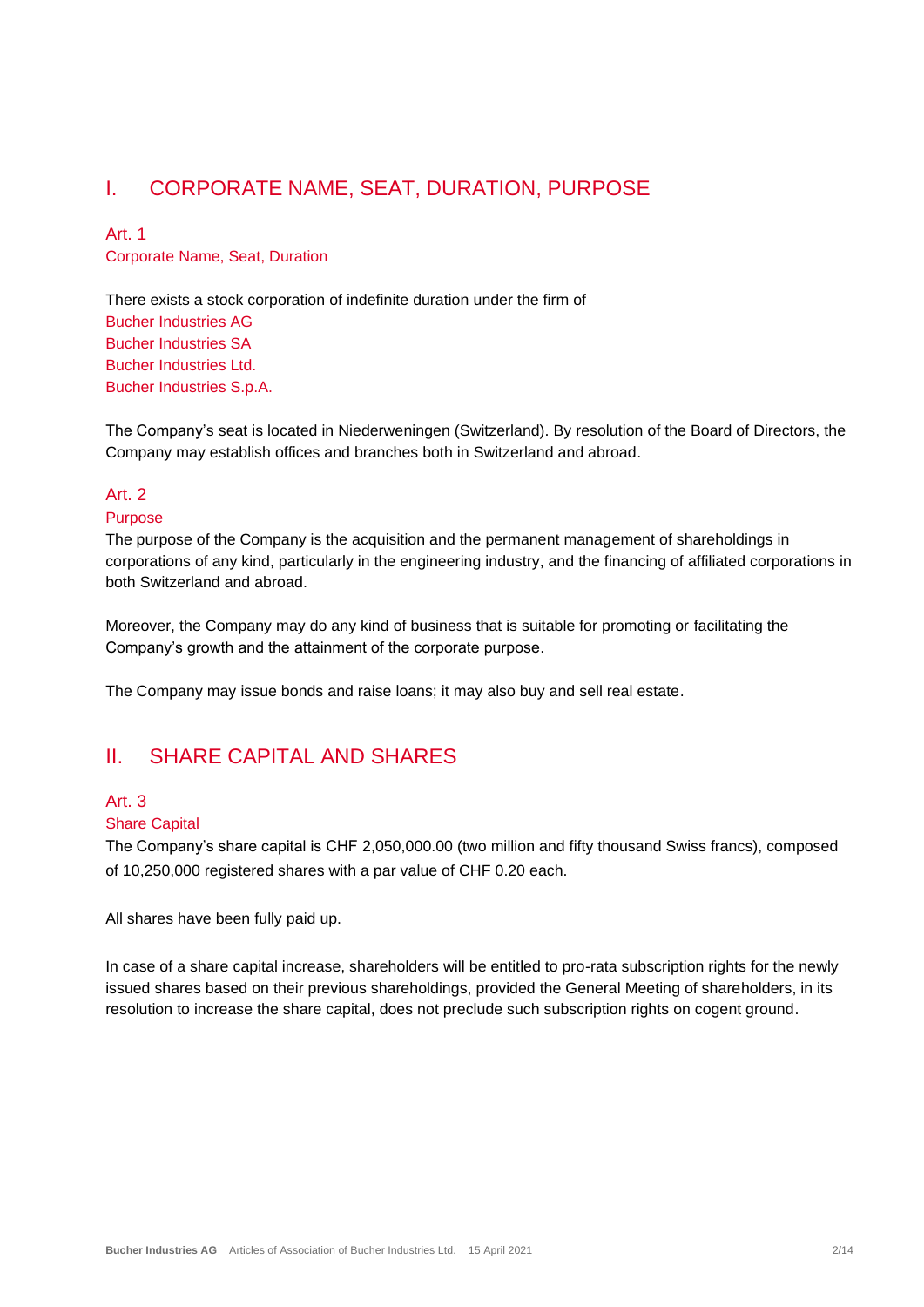# I. CORPORATE NAME, SEAT, DURATION, PURPOSE

## Art. 1
### Corporate Name, Seat, Duration

There exists a stock corporation of indefinite duration under the firm of
Bucher Industries AG
Bucher Industries SA
Bucher Industries Ltd.
Bucher Industries S.p.A.

The Company's seat is located in Niederweningen (Switzerland). By resolution of the Board of Directors, the Company may establish offices and branches both in Switzerland and abroad.

## Art. 2
### Purpose

The purpose of the Company is the acquisition and the permanent management of shareholdings in corporations of any kind, particularly in the engineering industry, and the financing of affiliated corporations in both Switzerland and abroad.

Moreover, the Company may do any kind of business that is suitable for promoting or facilitating the Company's growth and the attainment of the corporate purpose.

The Company may issue bonds and raise loans; it may also buy and sell real estate.

# II. SHARE CAPITAL AND SHARES

## Art. 3
### Share Capital

The Company's share capital is CHF 2,050,000.00 (two million and fifty thousand Swiss francs), composed of 10,250,000 registered shares with a par value of CHF 0.20 each.

All shares have been fully paid up.

In case of a share capital increase, shareholders will be entitled to pro-rata subscription rights for the newly issued shares based on their previous shareholdings, provided the General Meeting of shareholders, in its resolution to increase the share capital, does not preclude such subscription rights on cogent ground.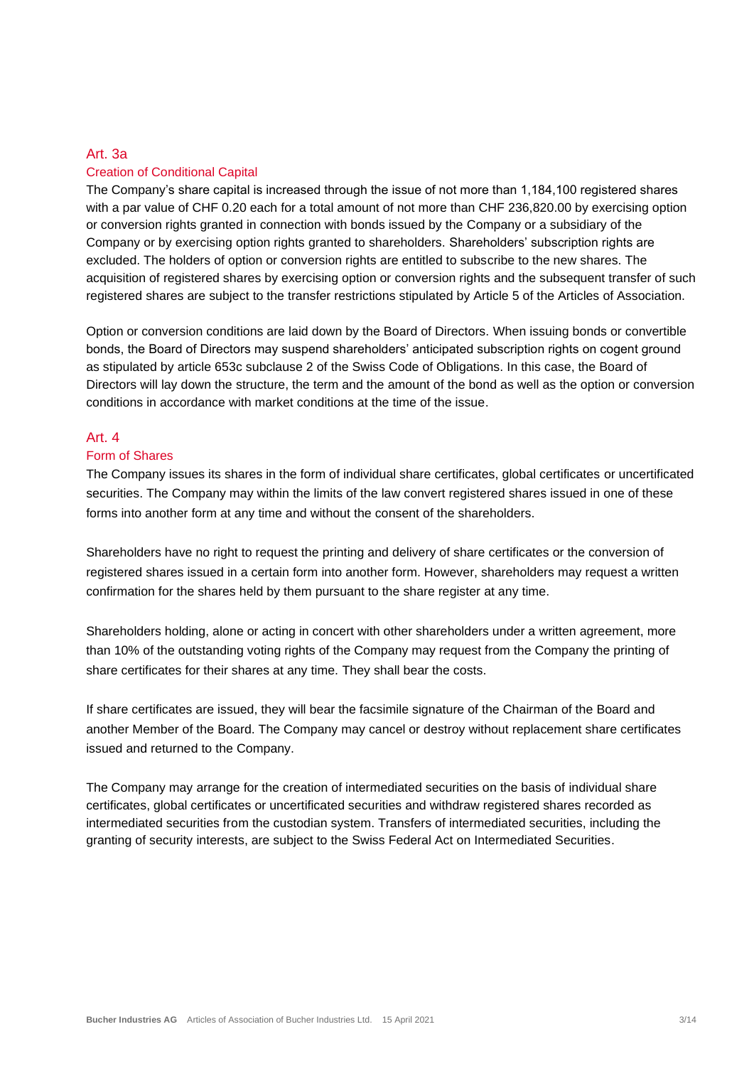## Art. 3a

### Creation of Conditional Capital

The Company's share capital is increased through the issue of not more than 1,184,100 registered shares with a par value of CHF 0.20 each for a total amount of not more than CHF 236,820.00 by exercising option or conversion rights granted in connection with bonds issued by the Company or a subsidiary of the Company or by exercising option rights granted to shareholders. Shareholders' subscription rights are excluded. The holders of option or conversion rights are entitled to subscribe to the new shares. The acquisition of registered shares by exercising option or conversion rights and the subsequent transfer of such registered shares are subject to the transfer restrictions stipulated by Article 5 of the Articles of Association.

Option or conversion conditions are laid down by the Board of Directors. When issuing bonds or convertible bonds, the Board of Directors may suspend shareholders' anticipated subscription rights on cogent ground as stipulated by article 653c subclause 2 of the Swiss Code of Obligations. In this case, the Board of Directors will lay down the structure, the term and the amount of the bond as well as the option or conversion conditions in accordance with market conditions at the time of the issue.

## Art. 4

### Form of Shares

The Company issues its shares in the form of individual share certificates, global certificates or uncertificated securities. The Company may within the limits of the law convert registered shares issued in one of these forms into another form at any time and without the consent of the shareholders.

Shareholders have no right to request the printing and delivery of share certificates or the conversion of registered shares issued in a certain form into another form. However, shareholders may request a written confirmation for the shares held by them pursuant to the share register at any time.

Shareholders holding, alone or acting in concert with other shareholders under a written agreement, more than 10% of the outstanding voting rights of the Company may request from the Company the printing of share certificates for their shares at any time. They shall bear the costs.

If share certificates are issued, they will bear the facsimile signature of the Chairman of the Board and another Member of the Board. The Company may cancel or destroy without replacement share certificates issued and returned to the Company.

The Company may arrange for the creation of intermediated securities on the basis of individual share certificates, global certificates or uncertificated securities and withdraw registered shares recorded as intermediated securities from the custodian system. Transfers of intermediated securities, including the granting of security interests, are subject to the Swiss Federal Act on Intermediated Securities.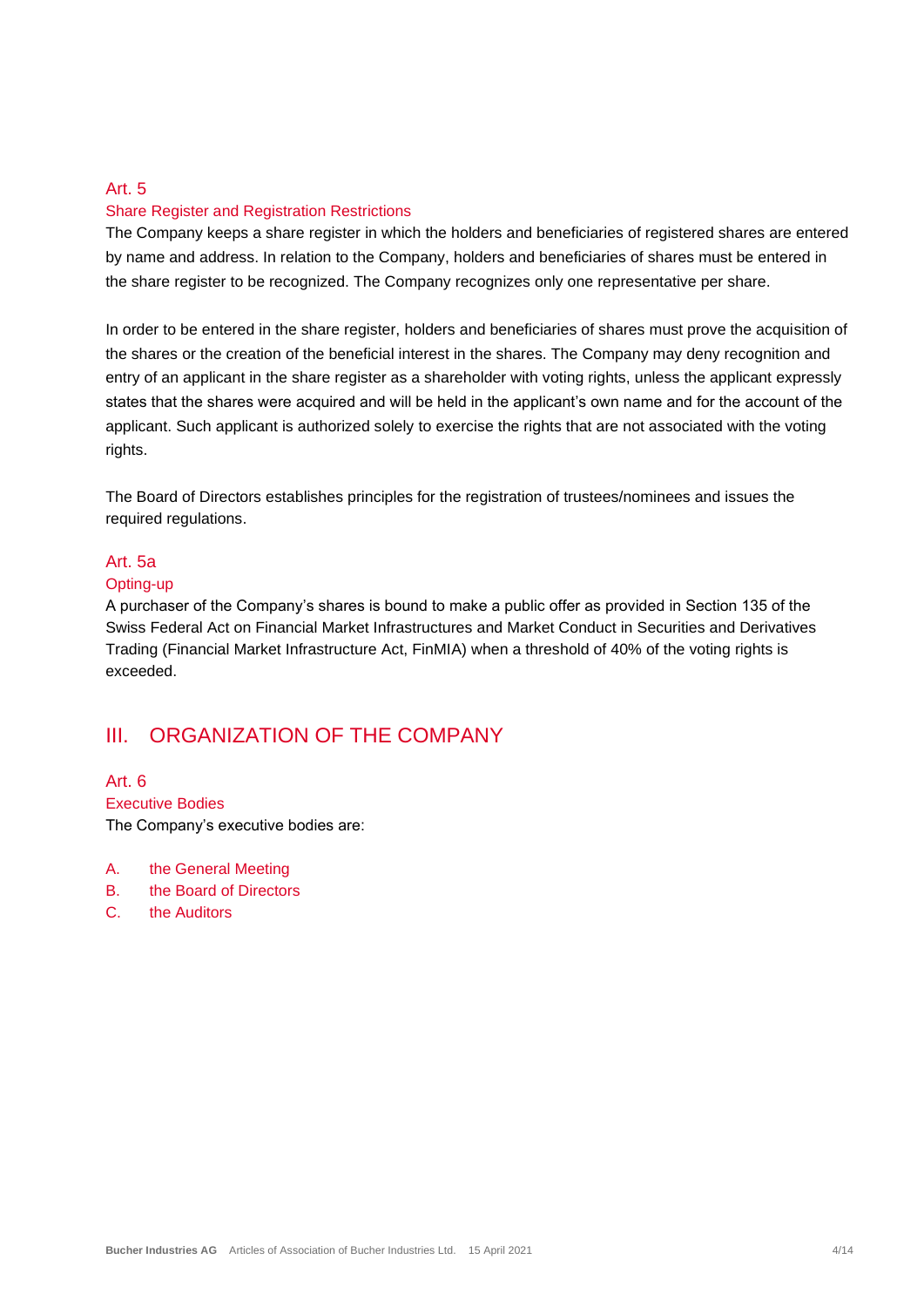### Art. 5
### Share Register and Registration Restrictions

The Company keeps a share register in which the holders and beneficiaries of registered shares are entered by name and address. In relation to the Company, holders and beneficiaries of shares must be entered in the share register to be recognized. The Company recognizes only one representative per share.

In order to be entered in the share register, holders and beneficiaries of shares must prove the acquisition of the shares or the creation of the beneficial interest in the shares. The Company may deny recognition and entry of an applicant in the share register as a shareholder with voting rights, unless the applicant expressly states that the shares were acquired and will be held in the applicant's own name and for the account of the applicant. Such applicant is authorized solely to exercise the rights that are not associated with the voting rights.

The Board of Directors establishes principles for the registration of trustees/nominees and issues the required regulations.

### Art. 5a
### Opting-up

A purchaser of the Company's shares is bound to make a public offer as provided in Section 135 of the Swiss Federal Act on Financial Market Infrastructures and Market Conduct in Securities and Derivatives Trading (Financial Market Infrastructure Act, FinMIA) when a threshold of 40% of the voting rights is exceeded.

## III. ORGANIZATION OF THE COMPANY

### Art. 6
### Executive Bodies

The Company's executive bodies are:

A. the General Meeting
B. the Board of Directors
C. the Auditors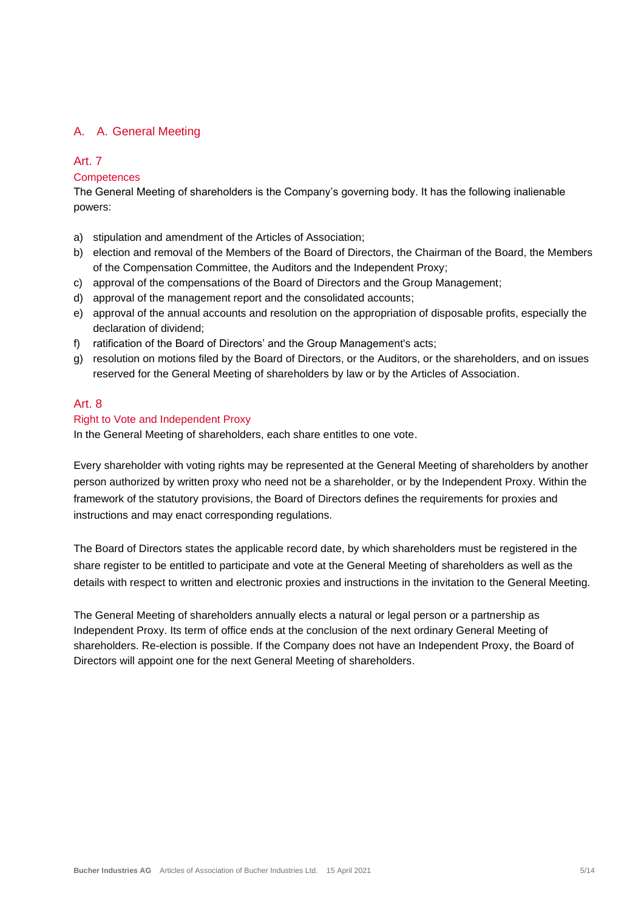## A. A. General Meeting

### Art. 7

#### Competences

The General Meeting of shareholders is the Company's governing body. It has the following inalienable powers:

a) stipulation and amendment of the Articles of Association;
b) election and removal of the Members of the Board of Directors, the Chairman of the Board, the Members of the Compensation Committee, the Auditors and the Independent Proxy;
c) approval of the compensations of the Board of Directors and the Group Management;
d) approval of the management report and the consolidated accounts;
e) approval of the annual accounts and resolution on the appropriation of disposable profits, especially the declaration of dividend;
f) ratification of the Board of Directors' and the Group Management's acts;
g) resolution on motions filed by the Board of Directors, or the Auditors, or the shareholders, and on issues reserved for the General Meeting of shareholders by law or by the Articles of Association.

### Art. 8

#### Right to Vote and Independent Proxy

In the General Meeting of shareholders, each share entitles to one vote.

Every shareholder with voting rights may be represented at the General Meeting of shareholders by another person authorized by written proxy who need not be a shareholder, or by the Independent Proxy. Within the framework of the statutory provisions, the Board of Directors defines the requirements for proxies and instructions and may enact corresponding regulations.

The Board of Directors states the applicable record date, by which shareholders must be registered in the share register to be entitled to participate and vote at the General Meeting of shareholders as well as the details with respect to written and electronic proxies and instructions in the invitation to the General Meeting.

The General Meeting of shareholders annually elects a natural or legal person or a partnership as Independent Proxy. Its term of office ends at the conclusion of the next ordinary General Meeting of shareholders. Re-election is possible. If the Company does not have an Independent Proxy, the Board of Directors will appoint one for the next General Meeting of shareholders.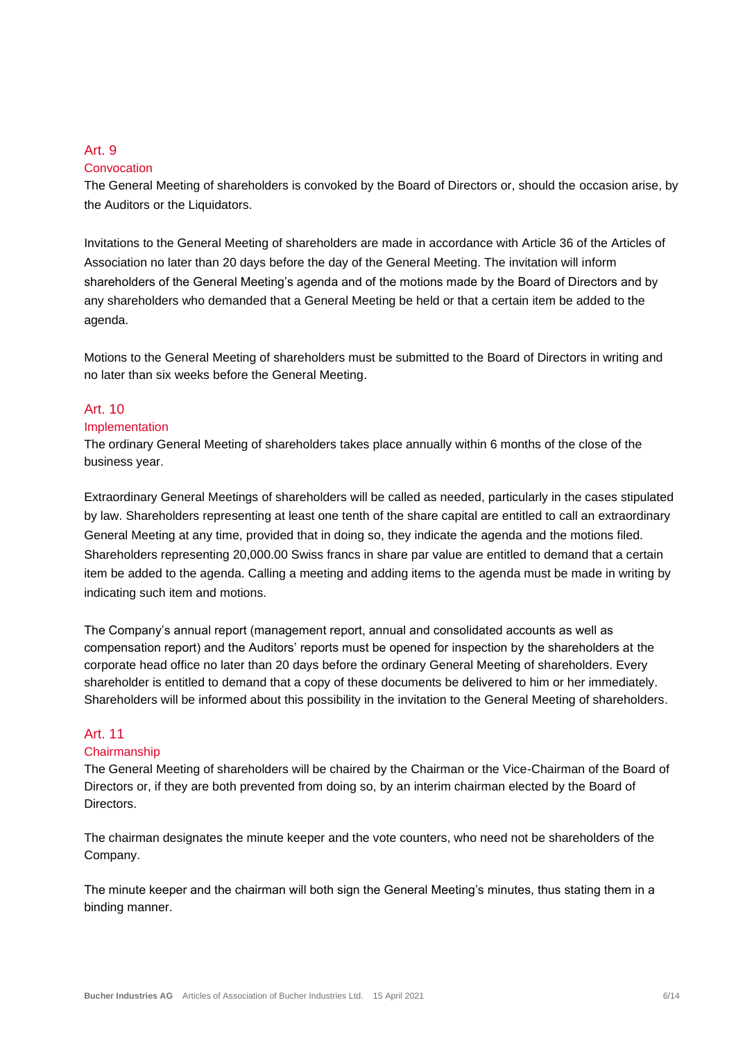## Art. 9

### Convocation

The General Meeting of shareholders is convoked by the Board of Directors or, should the occasion arise, by the Auditors or the Liquidators.

Invitations to the General Meeting of shareholders are made in accordance with Article 36 of the Articles of Association no later than 20 days before the day of the General Meeting. The invitation will inform shareholders of the General Meeting's agenda and of the motions made by the Board of Directors and by any shareholders who demanded that a General Meeting be held or that a certain item be added to the agenda.

Motions to the General Meeting of shareholders must be submitted to the Board of Directors in writing and no later than six weeks before the General Meeting.

## Art. 10

### Implementation

The ordinary General Meeting of shareholders takes place annually within 6 months of the close of the business year.

Extraordinary General Meetings of shareholders will be called as needed, particularly in the cases stipulated by law. Shareholders representing at least one tenth of the share capital are entitled to call an extraordinary General Meeting at any time, provided that in doing so, they indicate the agenda and the motions filed. Shareholders representing 20,000.00 Swiss francs in share par value are entitled to demand that a certain item be added to the agenda. Calling a meeting and adding items to the agenda must be made in writing by indicating such item and motions.

The Company's annual report (management report, annual and consolidated accounts as well as compensation report) and the Auditors' reports must be opened for inspection by the shareholders at the corporate head office no later than 20 days before the ordinary General Meeting of shareholders. Every shareholder is entitled to demand that a copy of these documents be delivered to him or her immediately. Shareholders will be informed about this possibility in the invitation to the General Meeting of shareholders.

## Art. 11

### Chairmanship

The General Meeting of shareholders will be chaired by the Chairman or the Vice-Chairman of the Board of Directors or, if they are both prevented from doing so, by an interim chairman elected by the Board of Directors.

The chairman designates the minute keeper and the vote counters, who need not be shareholders of the Company.

The minute keeper and the chairman will both sign the General Meeting's minutes, thus stating them in a binding manner.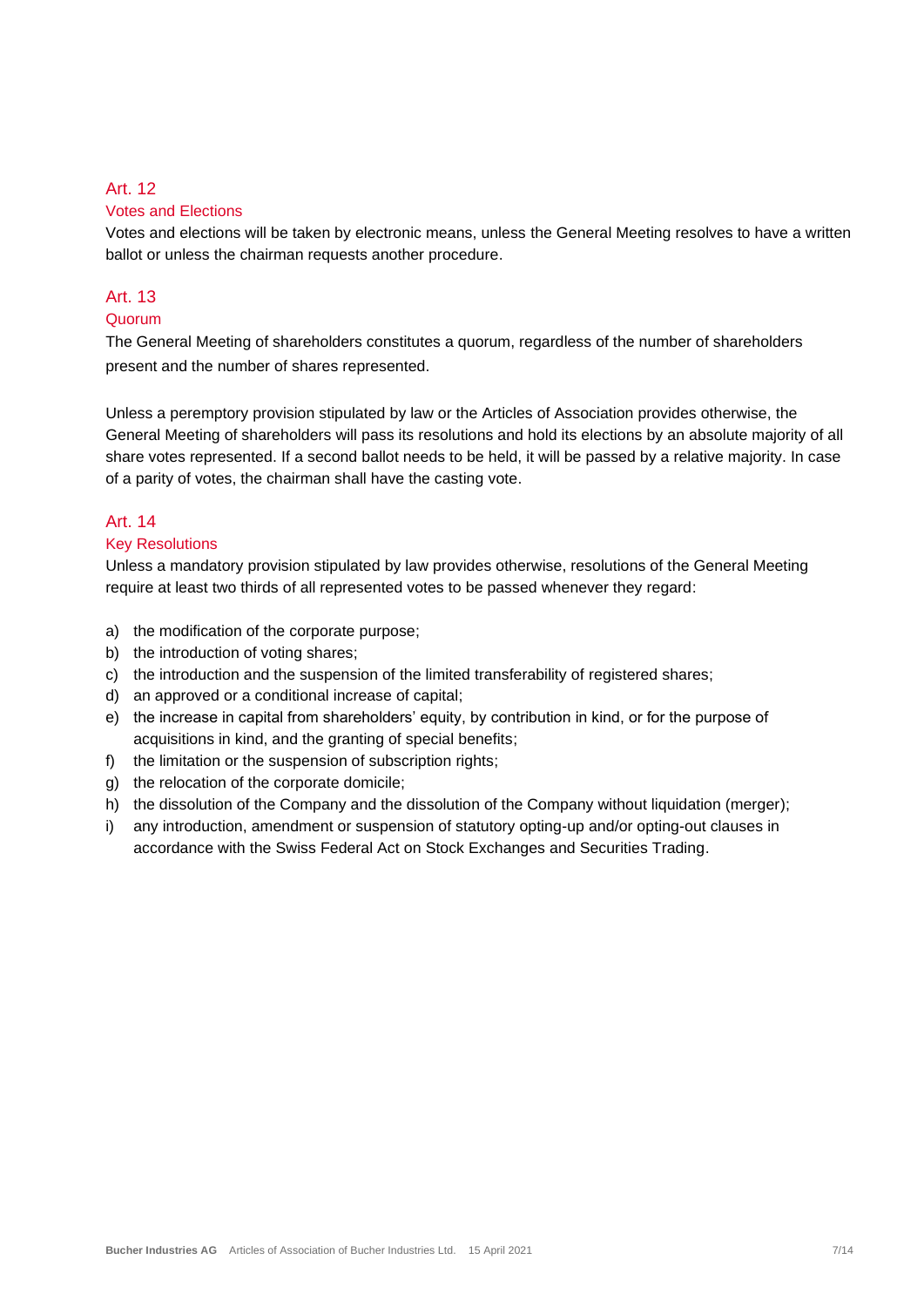## Art. 12

### Votes and Elections

Votes and elections will be taken by electronic means, unless the General Meeting resolves to have a written ballot or unless the chairman requests another procedure.

## Art. 13

### Quorum

The General Meeting of shareholders constitutes a quorum, regardless of the number of shareholders present and the number of shares represented.

Unless a peremptory provision stipulated by law or the Articles of Association provides otherwise, the General Meeting of shareholders will pass its resolutions and hold its elections by an absolute majority of all share votes represented. If a second ballot needs to be held, it will be passed by a relative majority. In case of a parity of votes, the chairman shall have the casting vote.

## Art. 14

### Key Resolutions

Unless a mandatory provision stipulated by law provides otherwise, resolutions of the General Meeting require at least two thirds of all represented votes to be passed whenever they regard:

a) the modification of the corporate purpose;
b) the introduction of voting shares;
c) the introduction and the suspension of the limited transferability of registered shares;
d) an approved or a conditional increase of capital;
e) the increase in capital from shareholders' equity, by contribution in kind, or for the purpose of acquisitions in kind, and the granting of special benefits;
f) the limitation or the suspension of subscription rights;
g) the relocation of the corporate domicile;
h) the dissolution of the Company and the dissolution of the Company without liquidation (merger);
i) any introduction, amendment or suspension of statutory opting-up and/or opting-out clauses in accordance with the Swiss Federal Act on Stock Exchanges and Securities Trading.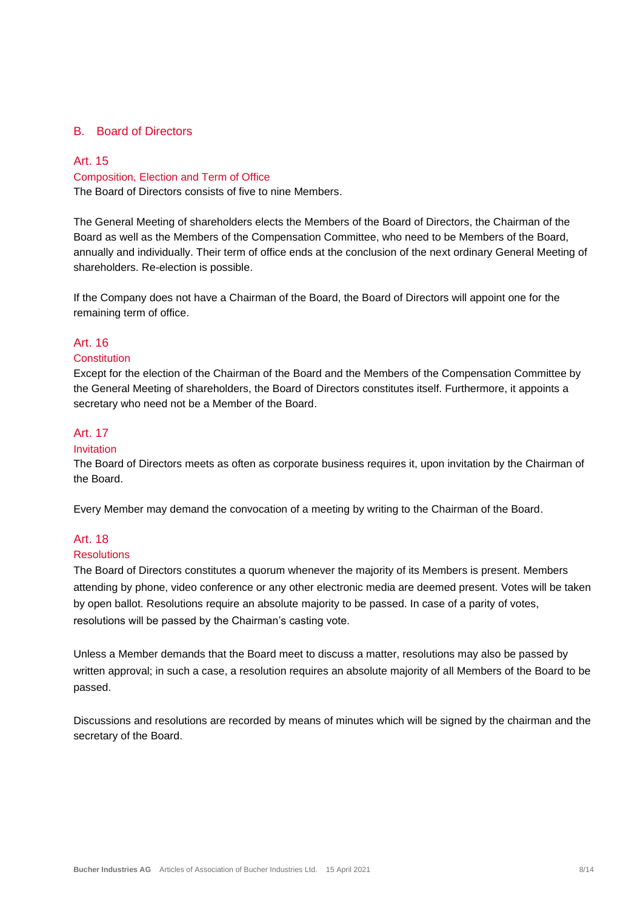## B. Board of Directors

### Art. 15

#### Composition, Election and Term of Office

The Board of Directors consists of five to nine Members.

The General Meeting of shareholders elects the Members of the Board of Directors, the Chairman of the Board as well as the Members of the Compensation Committee, who need to be Members of the Board, annually and individually. Their term of office ends at the conclusion of the next ordinary General Meeting of shareholders. Re-election is possible.

If the Company does not have a Chairman of the Board, the Board of Directors will appoint one for the remaining term of office.

### Art. 16

#### Constitution

Except for the election of the Chairman of the Board and the Members of the Compensation Committee by the General Meeting of shareholders, the Board of Directors constitutes itself. Furthermore, it appoints a secretary who need not be a Member of the Board.

### Art. 17

#### Invitation

The Board of Directors meets as often as corporate business requires it, upon invitation by the Chairman of the Board.

Every Member may demand the convocation of a meeting by writing to the Chairman of the Board.

### Art. 18

#### Resolutions

The Board of Directors constitutes a quorum whenever the majority of its Members is present. Members attending by phone, video conference or any other electronic media are deemed present. Votes will be taken by open ballot. Resolutions require an absolute majority to be passed. In case of a parity of votes, resolutions will be passed by the Chairman's casting vote.

Unless a Member demands that the Board meet to discuss a matter, resolutions may also be passed by written approval; in such a case, a resolution requires an absolute majority of all Members of the Board to be passed.

Discussions and resolutions are recorded by means of minutes which will be signed by the chairman and the secretary of the Board.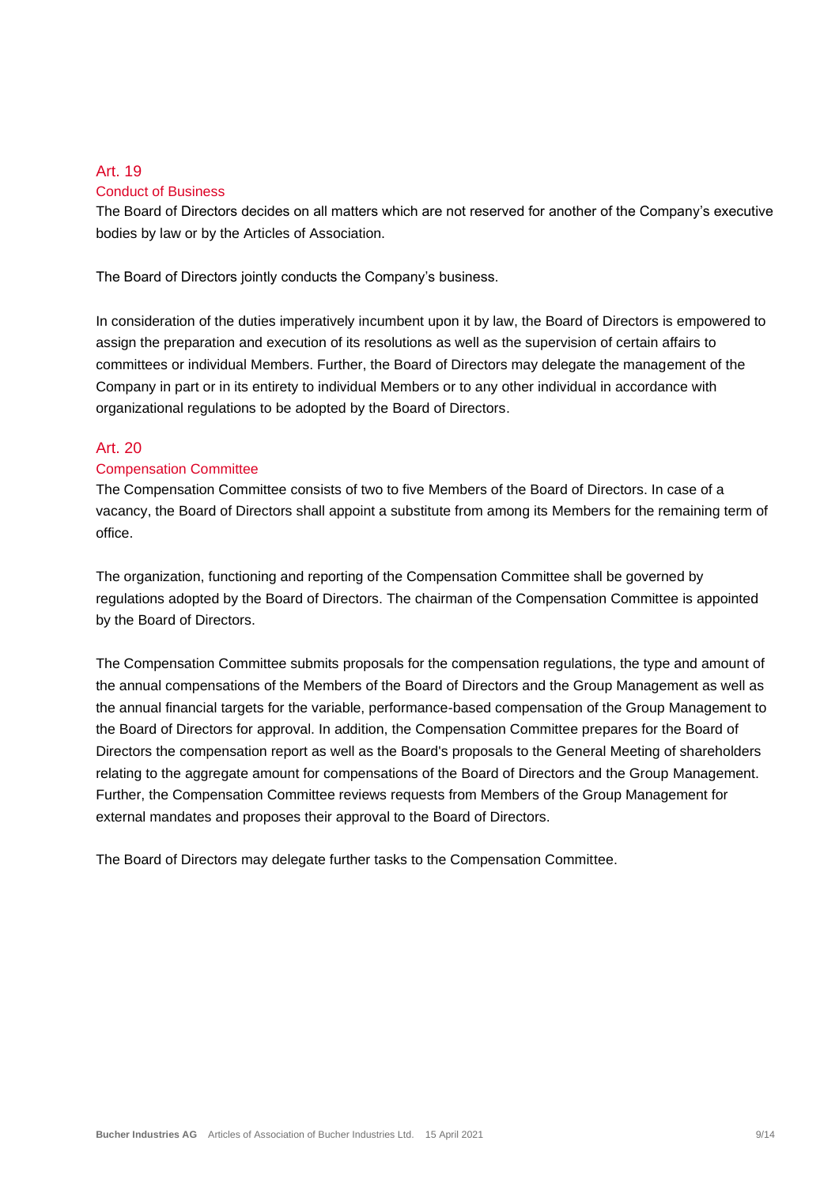## Art. 19

### Conduct of Business

The Board of Directors decides on all matters which are not reserved for another of the Company's executive bodies by law or by the Articles of Association.

The Board of Directors jointly conducts the Company's business.

In consideration of the duties imperatively incumbent upon it by law, the Board of Directors is empowered to assign the preparation and execution of its resolutions as well as the supervision of certain affairs to committees or individual Members. Further, the Board of Directors may delegate the management of the Company in part or in its entirety to individual Members or to any other individual in accordance with organizational regulations to be adopted by the Board of Directors.

## Art. 20

### Compensation Committee

The Compensation Committee consists of two to five Members of the Board of Directors. In case of a vacancy, the Board of Directors shall appoint a substitute from among its Members for the remaining term of office.

The organization, functioning and reporting of the Compensation Committee shall be governed by regulations adopted by the Board of Directors. The chairman of the Compensation Committee is appointed by the Board of Directors.

The Compensation Committee submits proposals for the compensation regulations, the type and amount of the annual compensations of the Members of the Board of Directors and the Group Management as well as the annual financial targets for the variable, performance-based compensation of the Group Management to the Board of Directors for approval. In addition, the Compensation Committee prepares for the Board of Directors the compensation report as well as the Board's proposals to the General Meeting of shareholders relating to the aggregate amount for compensations of the Board of Directors and the Group Management. Further, the Compensation Committee reviews requests from Members of the Group Management for external mandates and proposes their approval to the Board of Directors.

The Board of Directors may delegate further tasks to the Compensation Committee.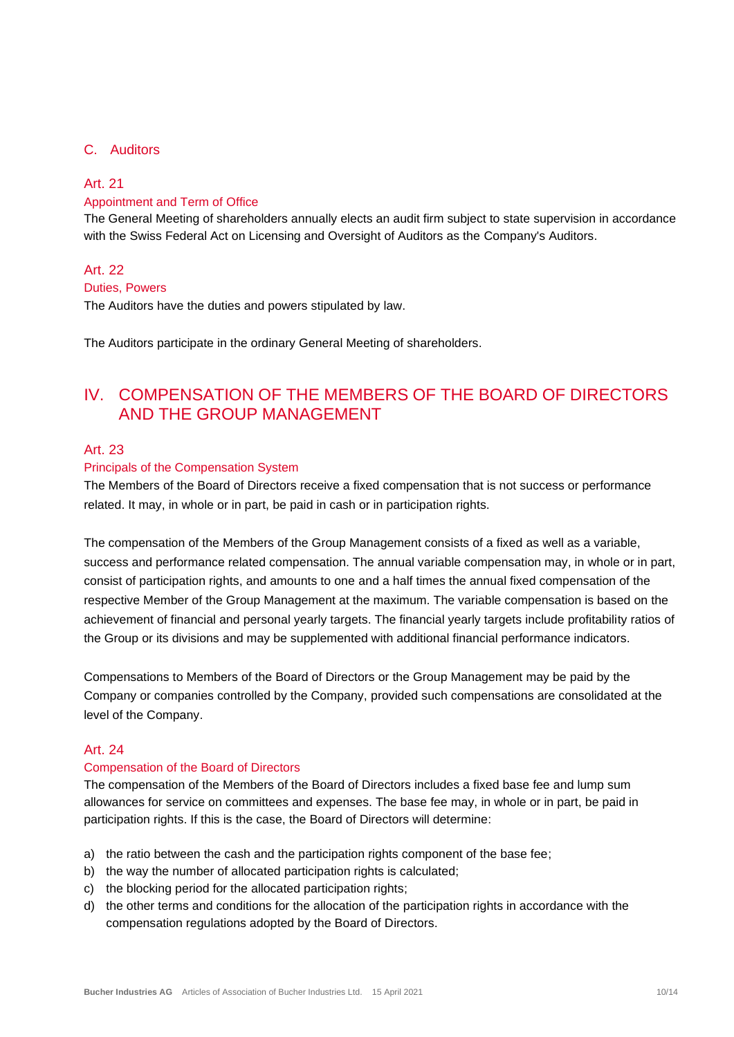## C. Auditors

### Art. 21

#### Appointment and Term of Office

The General Meeting of shareholders annually elects an audit firm subject to state supervision in accordance with the Swiss Federal Act on Licensing and Oversight of Auditors as the Company's Auditors.

### Art. 22

#### Duties, Powers

The Auditors have the duties and powers stipulated by law.

The Auditors participate in the ordinary General Meeting of shareholders.

# IV. COMPENSATION OF THE MEMBERS OF THE BOARD OF DIRECTORS AND THE GROUP MANAGEMENT

### Art. 23

#### Principals of the Compensation System

The Members of the Board of Directors receive a fixed compensation that is not success or performance related. It may, in whole or in part, be paid in cash or in participation rights.

The compensation of the Members of the Group Management consists of a fixed as well as a variable, success and performance related compensation. The annual variable compensation may, in whole or in part, consist of participation rights, and amounts to one and a half times the annual fixed compensation of the respective Member of the Group Management at the maximum. The variable compensation is based on the achievement of financial and personal yearly targets. The financial yearly targets include profitability ratios of the Group or its divisions and may be supplemented with additional financial performance indicators.

Compensations to Members of the Board of Directors or the Group Management may be paid by the Company or companies controlled by the Company, provided such compensations are consolidated at the level of the Company.

### Art. 24

#### Compensation of the Board of Directors

The compensation of the Members of the Board of Directors includes a fixed base fee and lump sum allowances for service on committees and expenses. The base fee may, in whole or in part, be paid in participation rights. If this is the case, the Board of Directors will determine:

a) the ratio between the cash and the participation rights component of the base fee;
b) the way the number of allocated participation rights is calculated;
c) the blocking period for the allocated participation rights;
d) the other terms and conditions for the allocation of the participation rights in accordance with the compensation regulations adopted by the Board of Directors.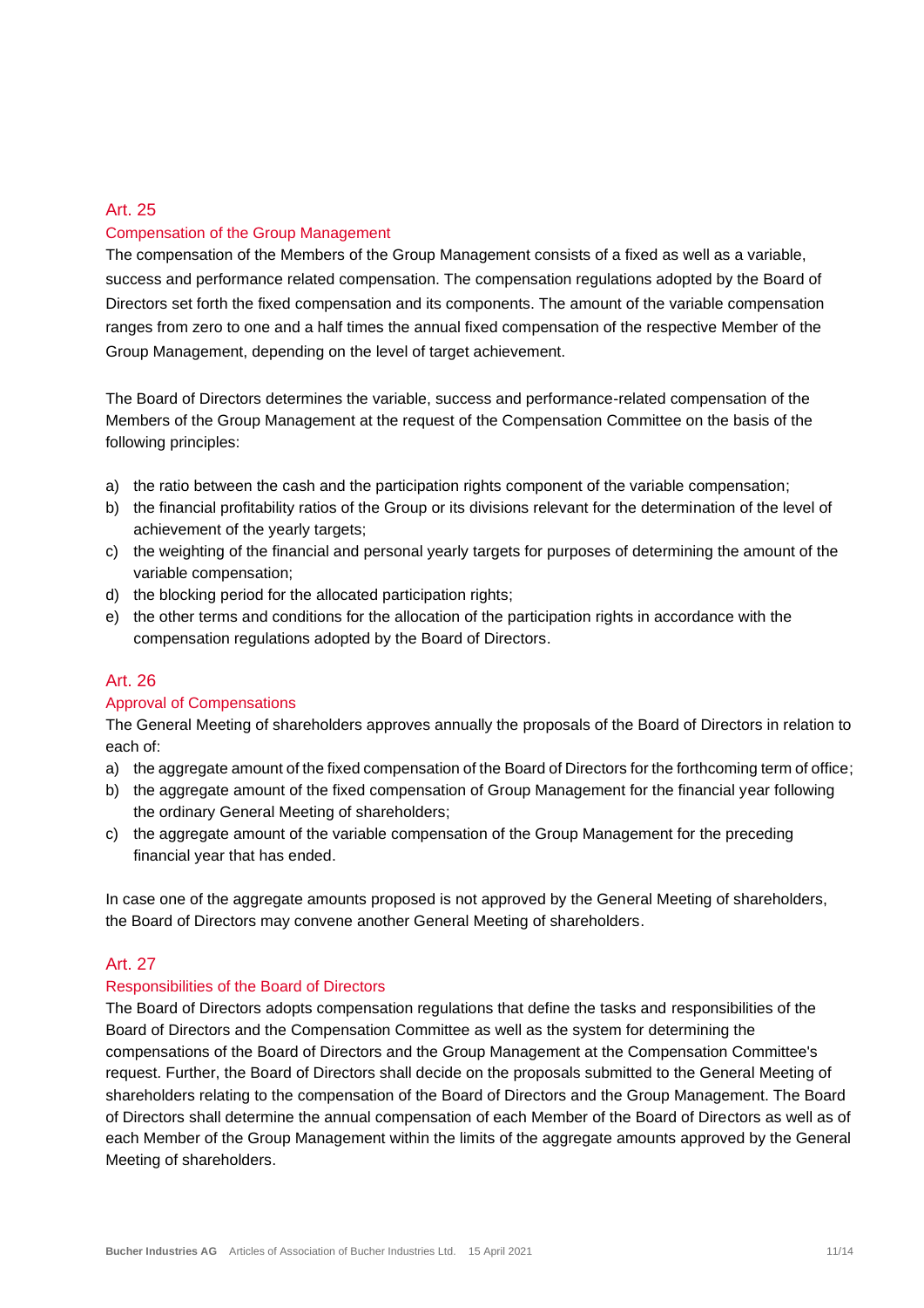## Art. 25

### Compensation of the Group Management

The compensation of the Members of the Group Management consists of a fixed as well as a variable, success and performance related compensation. The compensation regulations adopted by the Board of Directors set forth the fixed compensation and its components. The amount of the variable compensation ranges from zero to one and a half times the annual fixed compensation of the respective Member of the Group Management, depending on the level of target achievement.

The Board of Directors determines the variable, success and performance-related compensation of the Members of the Group Management at the request of the Compensation Committee on the basis of the following principles:

a) the ratio between the cash and the participation rights component of the variable compensation;
b) the financial profitability ratios of the Group or its divisions relevant for the determination of the level of achievement of the yearly targets;
c) the weighting of the financial and personal yearly targets for purposes of determining the amount of the variable compensation;
d) the blocking period for the allocated participation rights;
e) the other terms and conditions for the allocation of the participation rights in accordance with the compensation regulations adopted by the Board of Directors.

## Art. 26

### Approval of Compensations

The General Meeting of shareholders approves annually the proposals of the Board of Directors in relation to each of:

a) the aggregate amount of the fixed compensation of the Board of Directors for the forthcoming term of office;
b) the aggregate amount of the fixed compensation of Group Management for the financial year following the ordinary General Meeting of shareholders;
c) the aggregate amount of the variable compensation of the Group Management for the preceding financial year that has ended.

In case one of the aggregate amounts proposed is not approved by the General Meeting of shareholders, the Board of Directors may convene another General Meeting of shareholders.

## Art. 27

### Responsibilities of the Board of Directors

The Board of Directors adopts compensation regulations that define the tasks and responsibilities of the Board of Directors and the Compensation Committee as well as the system for determining the compensations of the Board of Directors and the Group Management at the Compensation Committee's request. Further, the Board of Directors shall decide on the proposals submitted to the General Meeting of shareholders relating to the compensation of the Board of Directors and the Group Management. The Board of Directors shall determine the annual compensation of each Member of the Board of Directors as well as of each Member of the Group Management within the limits of the aggregate amounts approved by the General Meeting of shareholders.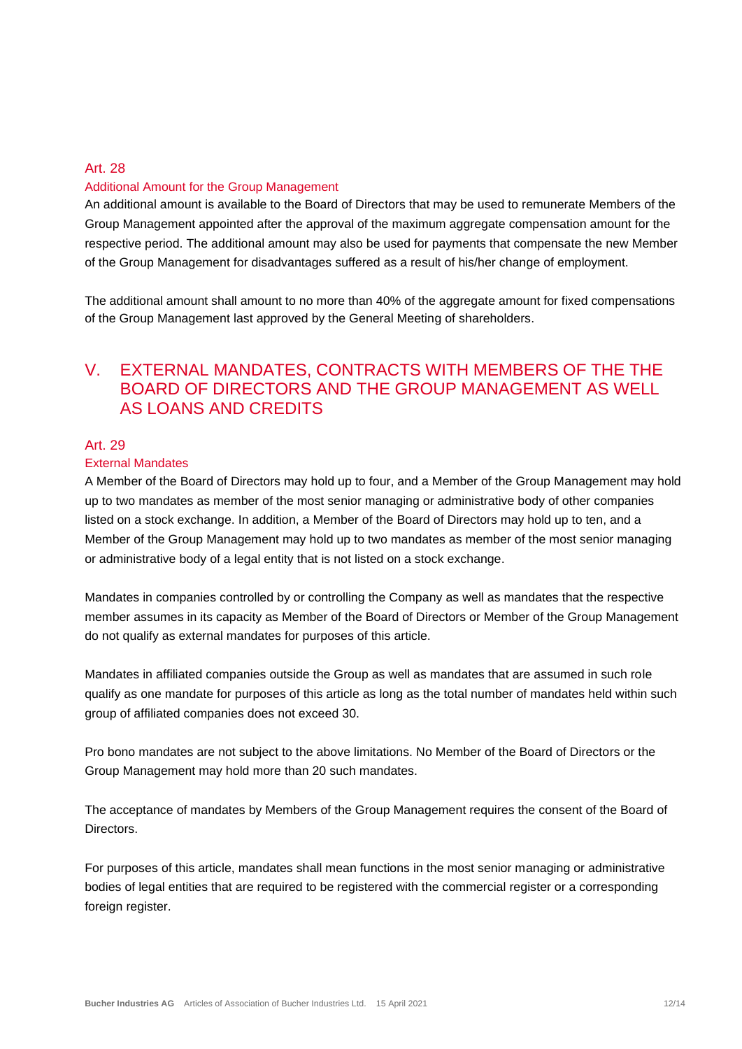### Art. 28

#### Additional Amount for the Group Management

An additional amount is available to the Board of Directors that may be used to remunerate Members of the Group Management appointed after the approval of the maximum aggregate compensation amount for the respective period. The additional amount may also be used for payments that compensate the new Member of the Group Management for disadvantages suffered as a result of his/her change of employment.

The additional amount shall amount to no more than 40% of the aggregate amount for fixed compensations of the Group Management last approved by the General Meeting of shareholders.

## V. EXTERNAL MANDATES, CONTRACTS WITH MEMBERS OF THE THE BOARD OF DIRECTORS AND THE GROUP MANAGEMENT AS WELL AS LOANS AND CREDITS

### Art. 29

#### External Mandates

A Member of the Board of Directors may hold up to four, and a Member of the Group Management may hold up to two mandates as member of the most senior managing or administrative body of other companies listed on a stock exchange. In addition, a Member of the Board of Directors may hold up to ten, and a Member of the Group Management may hold up to two mandates as member of the most senior managing or administrative body of a legal entity that is not listed on a stock exchange.

Mandates in companies controlled by or controlling the Company as well as mandates that the respective member assumes in its capacity as Member of the Board of Directors or Member of the Group Management do not qualify as external mandates for purposes of this article.

Mandates in affiliated companies outside the Group as well as mandates that are assumed in such role qualify as one mandate for purposes of this article as long as the total number of mandates held within such group of affiliated companies does not exceed 30.

Pro bono mandates are not subject to the above limitations. No Member of the Board of Directors or the Group Management may hold more than 20 such mandates.

The acceptance of mandates by Members of the Group Management requires the consent of the Board of Directors.

For purposes of this article, mandates shall mean functions in the most senior managing or administrative bodies of legal entities that are required to be registered with the commercial register or a corresponding foreign register.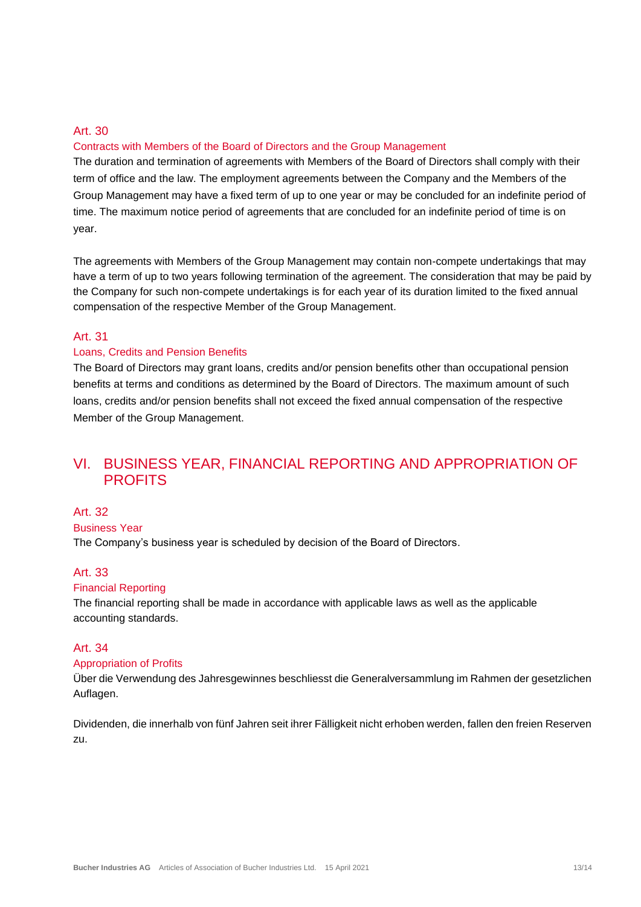### Art. 30

#### Contracts with Members of the Board of Directors and the Group Management

The duration and termination of agreements with Members of the Board of Directors shall comply with their term of office and the law. The employment agreements between the Company and the Members of the Group Management may have a fixed term of up to one year or may be concluded for an indefinite period of time. The maximum notice period of agreements that are concluded for an indefinite period of time is on year.

The agreements with Members of the Group Management may contain non-compete undertakings that may have a term of up to two years following termination of the agreement. The consideration that may be paid by the Company for such non-compete undertakings is for each year of its duration limited to the fixed annual compensation of the respective Member of the Group Management.

### Art. 31

#### Loans, Credits and Pension Benefits

The Board of Directors may grant loans, credits and/or pension benefits other than occupational pension benefits at terms and conditions as determined by the Board of Directors. The maximum amount of such loans, credits and/or pension benefits shall not exceed the fixed annual compensation of the respective Member of the Group Management.

## VI. BUSINESS YEAR, FINANCIAL REPORTING AND APPROPRIATION OF PROFITS

### Art. 32

#### Business Year

The Company's business year is scheduled by decision of the Board of Directors.

### Art. 33

#### Financial Reporting

The financial reporting shall be made in accordance with applicable laws as well as the applicable accounting standards.

### Art. 34

#### Appropriation of Profits

Über die Verwendung des Jahresgewinnes beschliesst die Generalversammlung im Rahmen der gesetzlichen Auflagen.

Dividenden, die innerhalb von fünf Jahren seit ihrer Fälligkeit nicht erhoben werden, fallen den freien Reserven zu.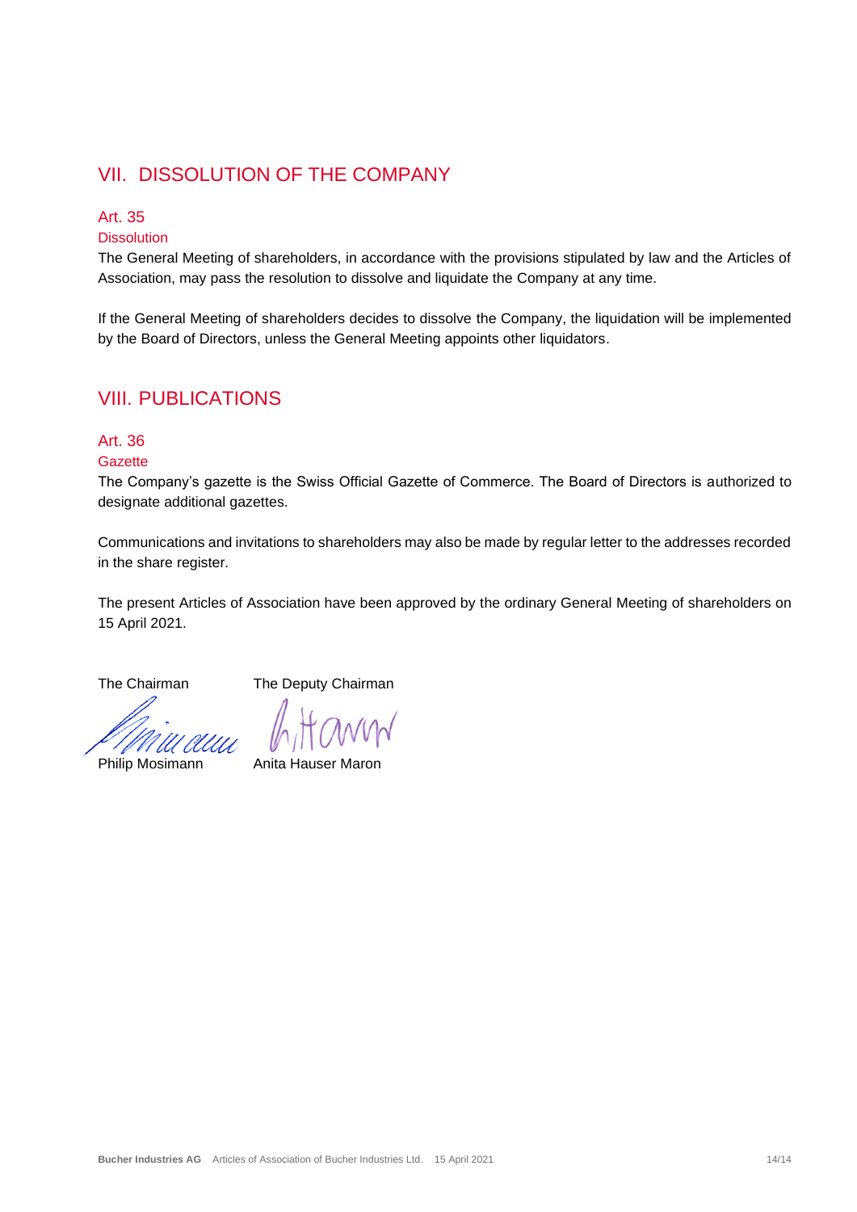## VII. DISSOLUTION OF THE COMPANY

### Art. 35
#### Dissolution

The General Meeting of shareholders, in accordance with the provisions stipulated by law and the Articles of Association, may pass the resolution to dissolve and liquidate the Company at any time.

If the General Meeting of shareholders decides to dissolve the Company, the liquidation will be implemented by the Board of Directors, unless the General Meeting appoints other liquidators.

## VIII. PUBLICATIONS

### Art. 36
#### Gazette

The Company's gazette is the Swiss Official Gazette of Commerce. The Board of Directors is authorized to designate additional gazettes.

Communications and invitations to shareholders may also be made by regular letter to the addresses recorded in the share register.

The present Articles of Association have been approved by the ordinary General Meeting of shareholders on 15 April 2021.

| The Chairman | The Deputy Chairman |
| --- | --- |
| Philip Mosimann | Anita Hauser Maron |